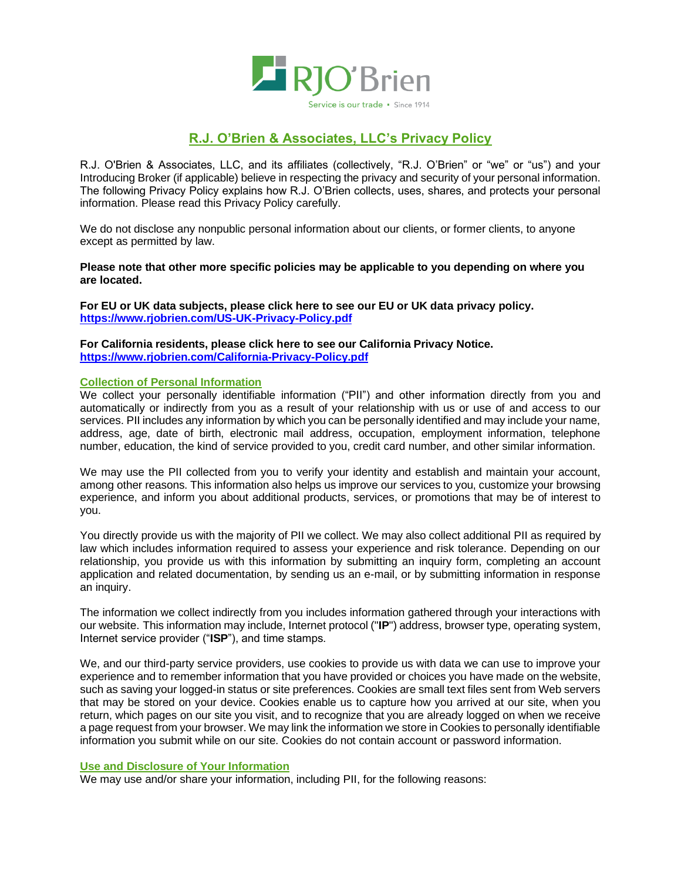# R.J. O'Brien & Associates, LLC's Privacy Policy

R.J. O'Brien & Associates, LLC, and its affiliates (collectively, "R.J. O'Brien" or "we" or "us") and your Introducing Broker (if applicable) believe in respecting the privacy and security of your personal information. The following Privacy Policy explains how R.J. O'Brien collects, uses, shares, and protects your personal information. Please read this Privacy Policy carefully.

We do not disclose any nonpublic personal information about our clients, or former clients, to anyone except as permitted by law.

**Please note that other more specific policies may be applicable to you depending on where you are located.**

**For EU or UK data subjects, please click here to see our EU or UK data privacy policy.**
**https://www.rjobrien.com/US-UK-Privacy-Policy.pdf**

**For California residents, please click here to see our California Privacy Notice.**
**https://www.rjobrien.com/California-Privacy-Policy.pdf**

## Collection of Personal Information

We collect your personally identifiable information ("PII") and other information directly from you and automatically or indirectly from you as a result of your relationship with us or use of and access to our services. PII includes any information by which you can be personally identified and may include your name, address, age, date of birth, electronic mail address, occupation, employment information, telephone number, education, the kind of service provided to you, credit card number, and other similar information.

We may use the PII collected from you to verify your identity and establish and maintain your account, among other reasons. This information also helps us improve our services to you, customize your browsing experience, and inform you about additional products, services, or promotions that may be of interest to you.

You directly provide us with the majority of PII we collect. We may also collect additional PII as required by law which includes information required to assess your experience and risk tolerance. Depending on our relationship, you provide us with this information by submitting an inquiry form, completing an account application and related documentation, by sending us an e-mail, or by submitting information in response an inquiry.

The information we collect indirectly from you includes information gathered through your interactions with our website. This information may include, Internet protocol ("**IP**") address, browser type, operating system, Internet service provider ("**ISP**"), and time stamps.

We, and our third-party service providers, use cookies to provide us with data we can use to improve your experience and to remember information that you have provided or choices you have made on the website, such as saving your logged-in status or site preferences. Cookies are small text files sent from Web servers that may be stored on your device. Cookies enable us to capture how you arrived at our site, when you return, which pages on our site you visit, and to recognize that you are already logged on when we receive a page request from your browser. We may link the information we store in Cookies to personally identifiable information you submit while on our site. Cookies do not contain account or password information.

## Use and Disclosure of Your Information

We may use and/or share your information, including PII, for the following reasons: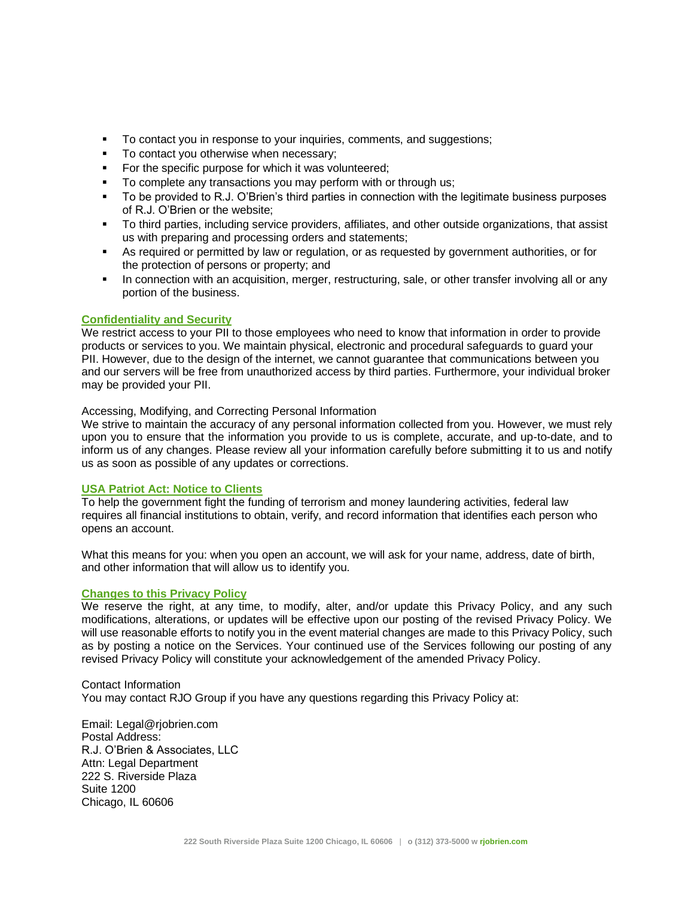- To contact you in response to your inquiries, comments, and suggestions;
- To contact you otherwise when necessary;
- For the specific purpose for which it was volunteered;
- To complete any transactions you may perform with or through us;
- To be provided to R.J. O'Brien's third parties in connection with the legitimate business purposes of R.J. O'Brien or the website;
- To third parties, including service providers, affiliates, and other outside organizations, that assist us with preparing and processing orders and statements;
- As required or permitted by law or regulation, or as requested by government authorities, or for the protection of persons or property; and
- In connection with an acquisition, merger, restructuring, sale, or other transfer involving all or any portion of the business.

**Confidentiality and Security**

We restrict access to your PII to those employees who need to know that information in order to provide products or services to you. We maintain physical, electronic and procedural safeguards to guard your PII. However, due to the design of the internet, we cannot guarantee that communications between you and our servers will be free from unauthorized access by third parties. Furthermore, your individual broker may be provided your PII.

Accessing, Modifying, and Correcting Personal Information

We strive to maintain the accuracy of any personal information collected from you. However, we must rely upon you to ensure that the information you provide to us is complete, accurate, and up-to-date, and to inform us of any changes. Please review all your information carefully before submitting it to us and notify us as soon as possible of any updates or corrections.

**USA Patriot Act: Notice to Clients**

To help the government fight the funding of terrorism and money laundering activities, federal law requires all financial institutions to obtain, verify, and record information that identifies each person who opens an account.

What this means for you: when you open an account, we will ask for your name, address, date of birth, and other information that will allow us to identify you.

**Changes to this Privacy Policy**

We reserve the right, at any time, to modify, alter, and/or update this Privacy Policy, and any such modifications, alterations, or updates will be effective upon our posting of the revised Privacy Policy. We will use reasonable efforts to notify you in the event material changes are made to this Privacy Policy, such as by posting a notice on the Services. Your continued use of the Services following our posting of any revised Privacy Policy will constitute your acknowledgement of the amended Privacy Policy.

Contact Information

You may contact RJO Group if you have any questions regarding this Privacy Policy at:

Email: Legal@rjobrien.com
Postal Address:
R.J. O'Brien & Associates, LLC
Attn: Legal Department
222 S. Riverside Plaza
Suite 1200
Chicago, IL 60606